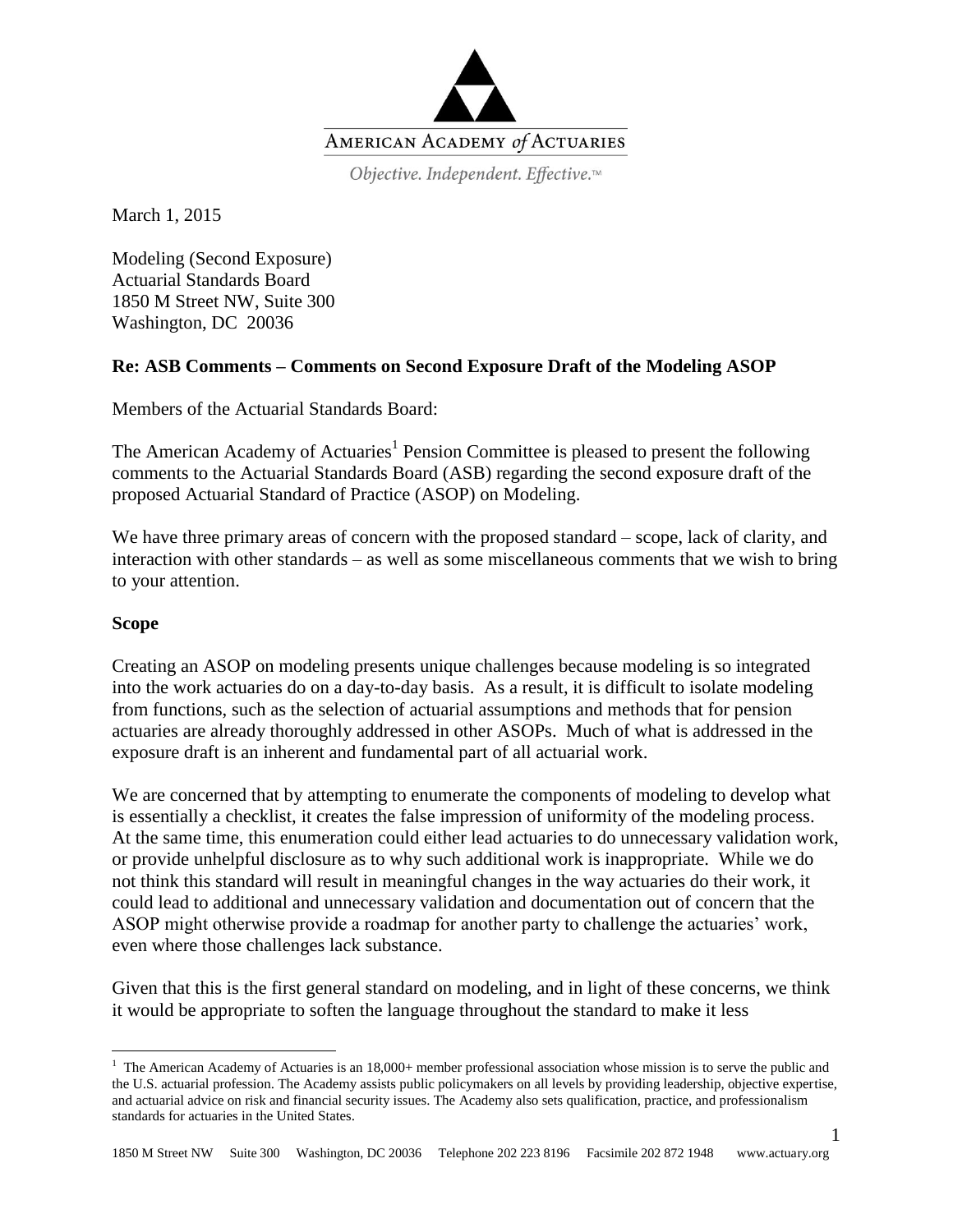AMERICAN ACADEMY *of* ACTUARIES

*Objective. Independent. Effective.™*

March 1, 2015

Modeling (Second Exposure)
Actuarial Standards Board
1850 M Street NW, Suite 300
Washington, DC 20036

**Re: ASB Comments – Comments on Second Exposure Draft of the Modeling ASOP**

Members of the Actuarial Standards Board:

The American Academy of Actuaries[1] Pension Committee is pleased to present the following comments to the Actuarial Standards Board (ASB) regarding the second exposure draft of the proposed Actuarial Standard of Practice (ASOP) on Modeling.

We have three primary areas of concern with the proposed standard – scope, lack of clarity, and interaction with other standards – as well as some miscellaneous comments that we wish to bring to your attention.

**Scope**

Creating an ASOP on modeling presents unique challenges because modeling is so integrated into the work actuaries do on a day-to-day basis. As a result, it is difficult to isolate modeling from functions, such as the selection of actuarial assumptions and methods that for pension actuaries are already thoroughly addressed in other ASOPs. Much of what is addressed in the exposure draft is an inherent and fundamental part of all actuarial work.

We are concerned that by attempting to enumerate the components of modeling to develop what is essentially a checklist, it creates the false impression of uniformity of the modeling process. At the same time, this enumeration could either lead actuaries to do unnecessary validation work, or provide unhelpful disclosure as to why such additional work is inappropriate. While we do not think this standard will result in meaningful changes in the way actuaries do their work, it could lead to additional and unnecessary validation and documentation out of concern that the ASOP might otherwise provide a roadmap for another party to challenge the actuaries' work, even where those challenges lack substance.

Given that this is the first general standard on modeling, and in light of these concerns, we think it would be appropriate to soften the language throughout the standard to make it less

---

[1] The American Academy of Actuaries is an 18,000+ member professional association whose mission is to serve the public and the U.S. actuarial profession. The Academy assists public policymakers on all levels by providing leadership, objective expertise, and actuarial advice on risk and financial security issues. The Academy also sets qualification, practice, and professionalism standards for actuaries in the United States.

1850 M Street NW Suite 300 Washington, DC 20036 Telephone 202 223 8196 Facsimile 202 872 1948 www.actuary.org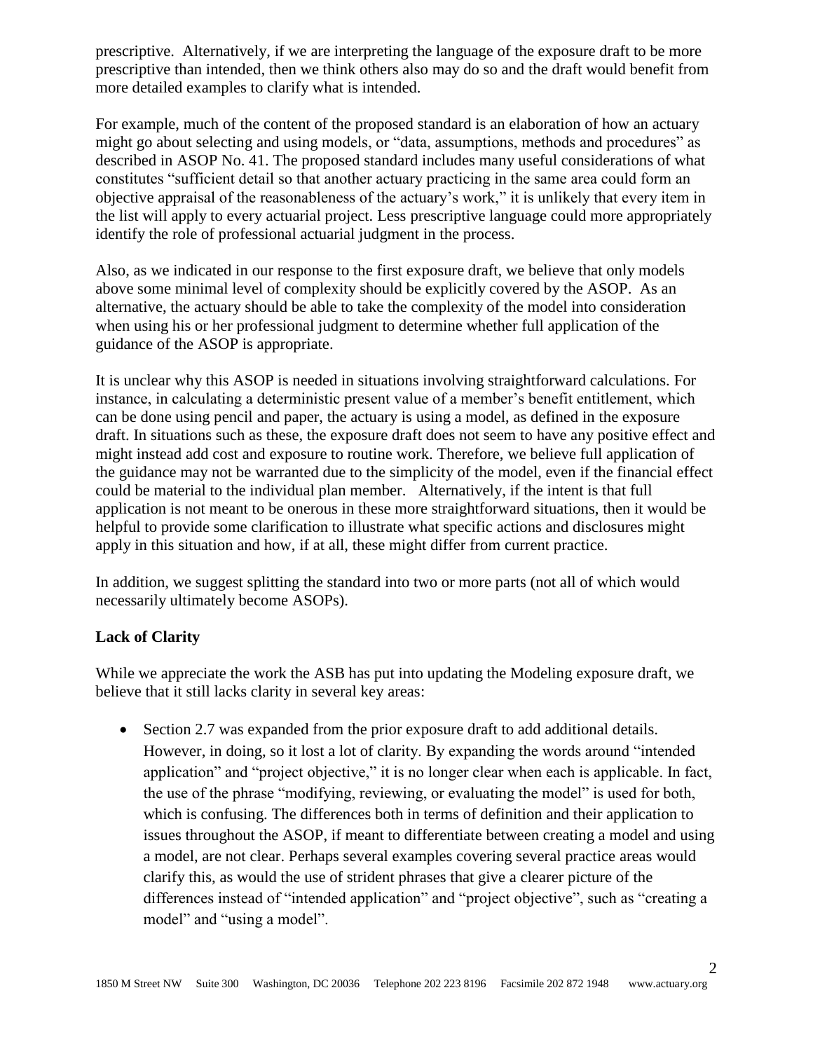prescriptive. Alternatively, if we are interpreting the language of the exposure draft to be more prescriptive than intended, then we think others also may do so and the draft would benefit from more detailed examples to clarify what is intended.

For example, much of the content of the proposed standard is an elaboration of how an actuary might go about selecting and using models, or "data, assumptions, methods and procedures" as described in ASOP No. 41. The proposed standard includes many useful considerations of what constitutes "sufficient detail so that another actuary practicing in the same area could form an objective appraisal of the reasonableness of the actuary's work," it is unlikely that every item in the list will apply to every actuarial project. Less prescriptive language could more appropriately identify the role of professional actuarial judgment in the process.

Also, as we indicated in our response to the first exposure draft, we believe that only models above some minimal level of complexity should be explicitly covered by the ASOP. As an alternative, the actuary should be able to take the complexity of the model into consideration when using his or her professional judgment to determine whether full application of the guidance of the ASOP is appropriate.

It is unclear why this ASOP is needed in situations involving straightforward calculations. For instance, in calculating a deterministic present value of a member's benefit entitlement, which can be done using pencil and paper, the actuary is using a model, as defined in the exposure draft. In situations such as these, the exposure draft does not seem to have any positive effect and might instead add cost and exposure to routine work. Therefore, we believe full application of the guidance may not be warranted due to the simplicity of the model, even if the financial effect could be material to the individual plan member. Alternatively, if the intent is that full application is not meant to be onerous in these more straightforward situations, then it would be helpful to provide some clarification to illustrate what specific actions and disclosures might apply in this situation and how, if at all, these might differ from current practice.

In addition, we suggest splitting the standard into two or more parts (not all of which would necessarily ultimately become ASOPs).

**Lack of Clarity**

While we appreciate the work the ASB has put into updating the Modeling exposure draft, we believe that it still lacks clarity in several key areas:

- Section 2.7 was expanded from the prior exposure draft to add additional details. However, in doing, so it lost a lot of clarity. By expanding the words around "intended application" and "project objective," it is no longer clear when each is applicable. In fact, the use of the phrase "modifying, reviewing, or evaluating the model" is used for both, which is confusing. The differences both in terms of definition and their application to issues throughout the ASOP, if meant to differentiate between creating a model and using a model, are not clear. Perhaps several examples covering several practice areas would clarify this, as would the use of strident phrases that give a clearer picture of the differences instead of "intended application" and "project objective", such as "creating a model" and "using a model".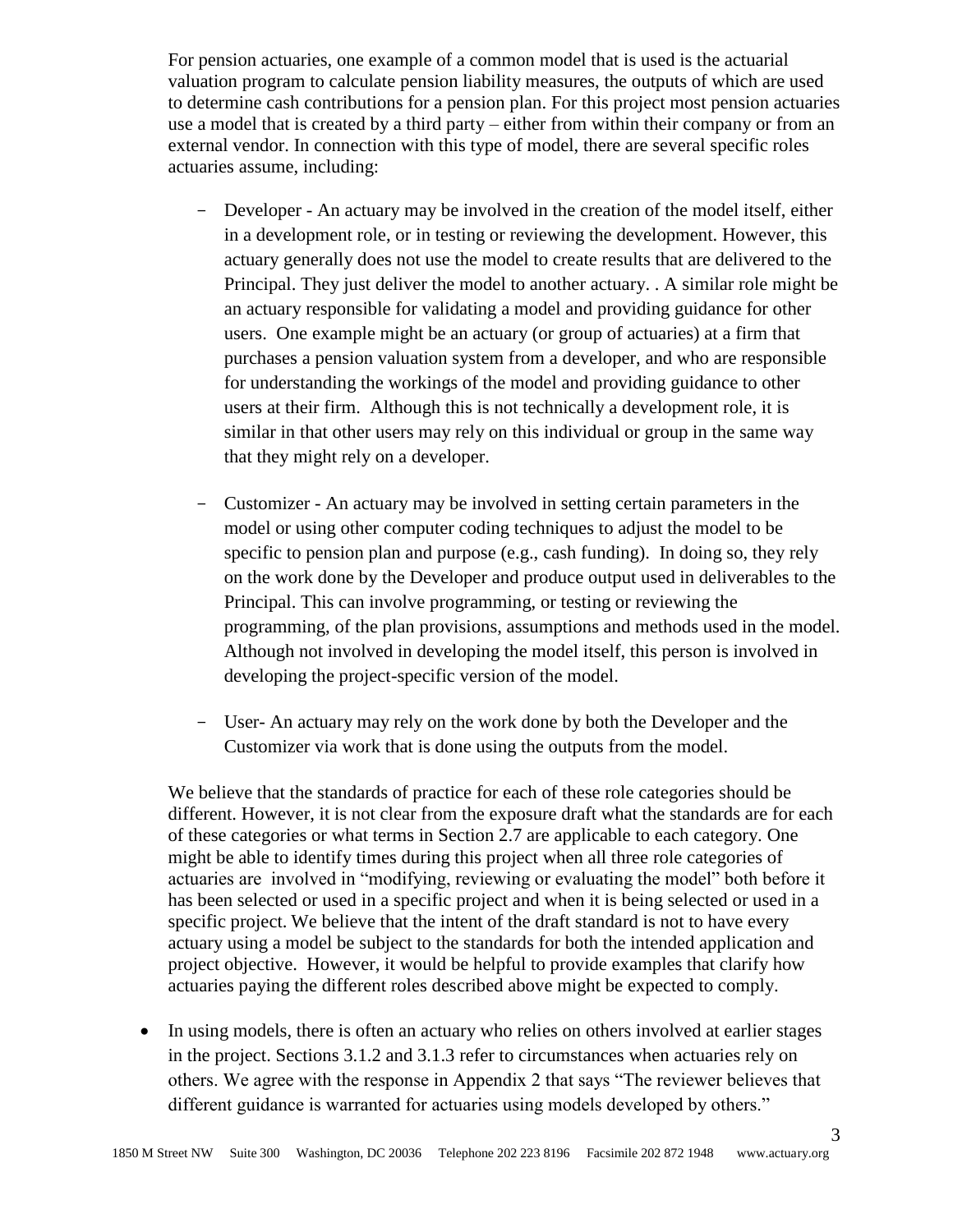For pension actuaries, one example of a common model that is used is the actuarial valuation program to calculate pension liability measures, the outputs of which are used to determine cash contributions for a pension plan. For this project most pension actuaries use a model that is created by a third party – either from within their company or from an external vendor. In connection with this type of model, there are several specific roles actuaries assume, including:

- Developer - An actuary may be involved in the creation of the model itself, either in a development role, or in testing or reviewing the development. However, this actuary generally does not use the model to create results that are delivered to the Principal. They just deliver the model to another actuary. . A similar role might be an actuary responsible for validating a model and providing guidance for other users. One example might be an actuary (or group of actuaries) at a firm that purchases a pension valuation system from a developer, and who are responsible for understanding the workings of the model and providing guidance to other users at their firm. Although this is not technically a development role, it is similar in that other users may rely on this individual or group in the same way that they might rely on a developer.

- Customizer - An actuary may be involved in setting certain parameters in the model or using other computer coding techniques to adjust the model to be specific to pension plan and purpose (e.g., cash funding). In doing so, they rely on the work done by the Developer and produce output used in deliverables to the Principal. This can involve programming, or testing or reviewing the programming, of the plan provisions, assumptions and methods used in the model. Although not involved in developing the model itself, this person is involved in developing the project-specific version of the model.

- User- An actuary may rely on the work done by both the Developer and the Customizer via work that is done using the outputs from the model.

We believe that the standards of practice for each of these role categories should be different. However, it is not clear from the exposure draft what the standards are for each of these categories or what terms in Section 2.7 are applicable to each category. One might be able to identify times during this project when all three role categories of actuaries are involved in "modifying, reviewing or evaluating the model" both before it has been selected or used in a specific project and when it is being selected or used in a specific project. We believe that the intent of the draft standard is not to have every actuary using a model be subject to the standards for both the intended application and project objective. However, it would be helpful to provide examples that clarify how actuaries paying the different roles described above might be expected to comply.

- In using models, there is often an actuary who relies on others involved at earlier stages in the project. Sections 3.1.2 and 3.1.3 refer to circumstances when actuaries rely on others. We agree with the response in Appendix 2 that says "The reviewer believes that different guidance is warranted for actuaries using models developed by others."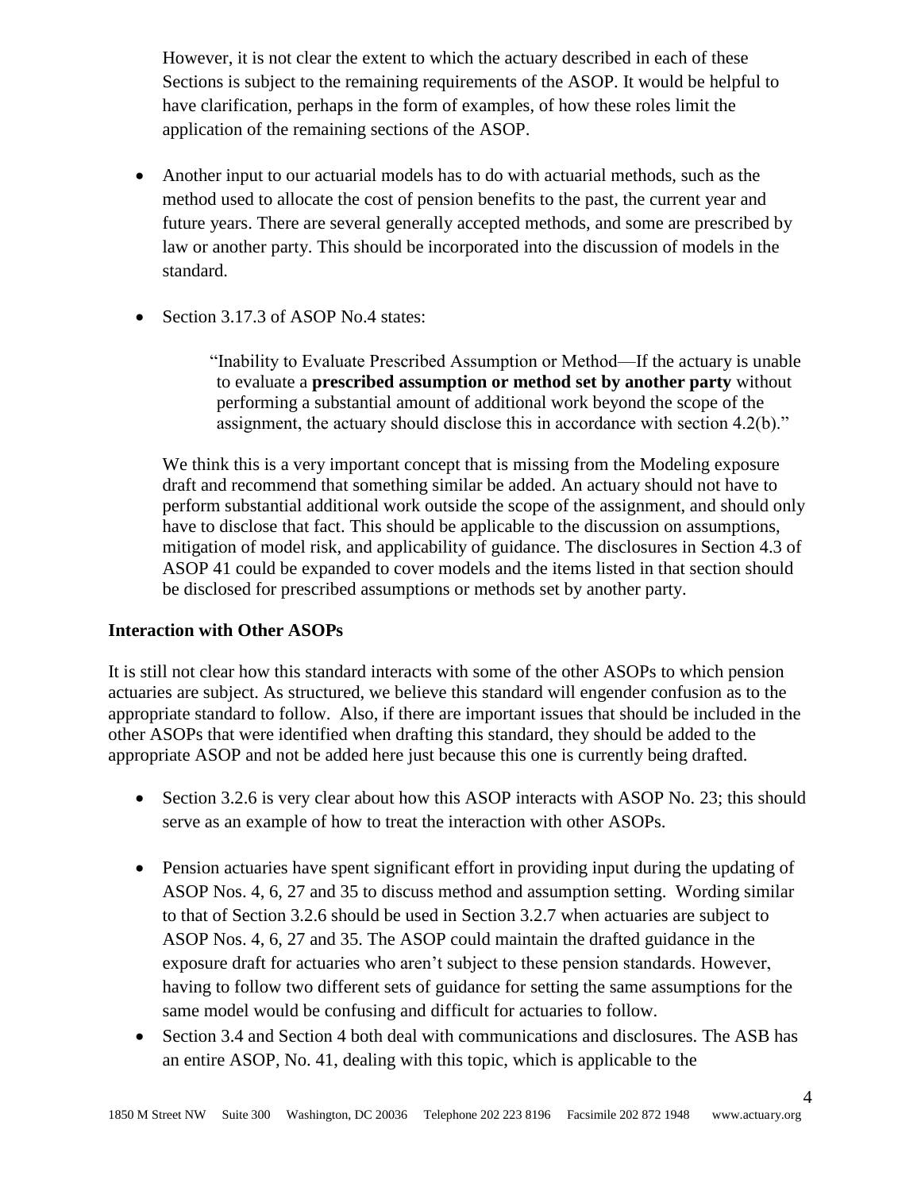However, it is not clear the extent to which the actuary described in each of these Sections is subject to the remaining requirements of the ASOP. It would be helpful to have clarification, perhaps in the form of examples, of how these roles limit the application of the remaining sections of the ASOP.

- Another input to our actuarial models has to do with actuarial methods, such as the method used to allocate the cost of pension benefits to the past, the current year and future years. There are several generally accepted methods, and some are prescribed by law or another party. This should be incorporated into the discussion of models in the standard.

- Section 3.17.3 of ASOP No.4 states:

> "Inability to Evaluate Prescribed Assumption or Method—If the actuary is unable to evaluate a **prescribed assumption or method set by another party** without performing a substantial amount of additional work beyond the scope of the assignment, the actuary should disclose this in accordance with section 4.2(b)."

We think this is a very important concept that is missing from the Modeling exposure draft and recommend that something similar be added. An actuary should not have to perform substantial additional work outside the scope of the assignment, and should only have to disclose that fact. This should be applicable to the discussion on assumptions, mitigation of model risk, and applicability of guidance. The disclosures in Section 4.3 of ASOP 41 could be expanded to cover models and the items listed in that section should be disclosed for prescribed assumptions or methods set by another party.

**Interaction with Other ASOPs**

It is still not clear how this standard interacts with some of the other ASOPs to which pension actuaries are subject. As structured, we believe this standard will engender confusion as to the appropriate standard to follow. Also, if there are important issues that should be included in the other ASOPs that were identified when drafting this standard, they should be added to the appropriate ASOP and not be added here just because this one is currently being drafted.

- Section 3.2.6 is very clear about how this ASOP interacts with ASOP No. 23; this should serve as an example of how to treat the interaction with other ASOPs.

- Pension actuaries have spent significant effort in providing input during the updating of ASOP Nos. 4, 6, 27 and 35 to discuss method and assumption setting. Wording similar to that of Section 3.2.6 should be used in Section 3.2.7 when actuaries are subject to ASOP Nos. 4, 6, 27 and 35. The ASOP could maintain the drafted guidance in the exposure draft for actuaries who aren't subject to these pension standards. However, having to follow two different sets of guidance for setting the same assumptions for the same model would be confusing and difficult for actuaries to follow.
- Section 3.4 and Section 4 both deal with communications and disclosures. The ASB has an entire ASOP, No. 41, dealing with this topic, which is applicable to the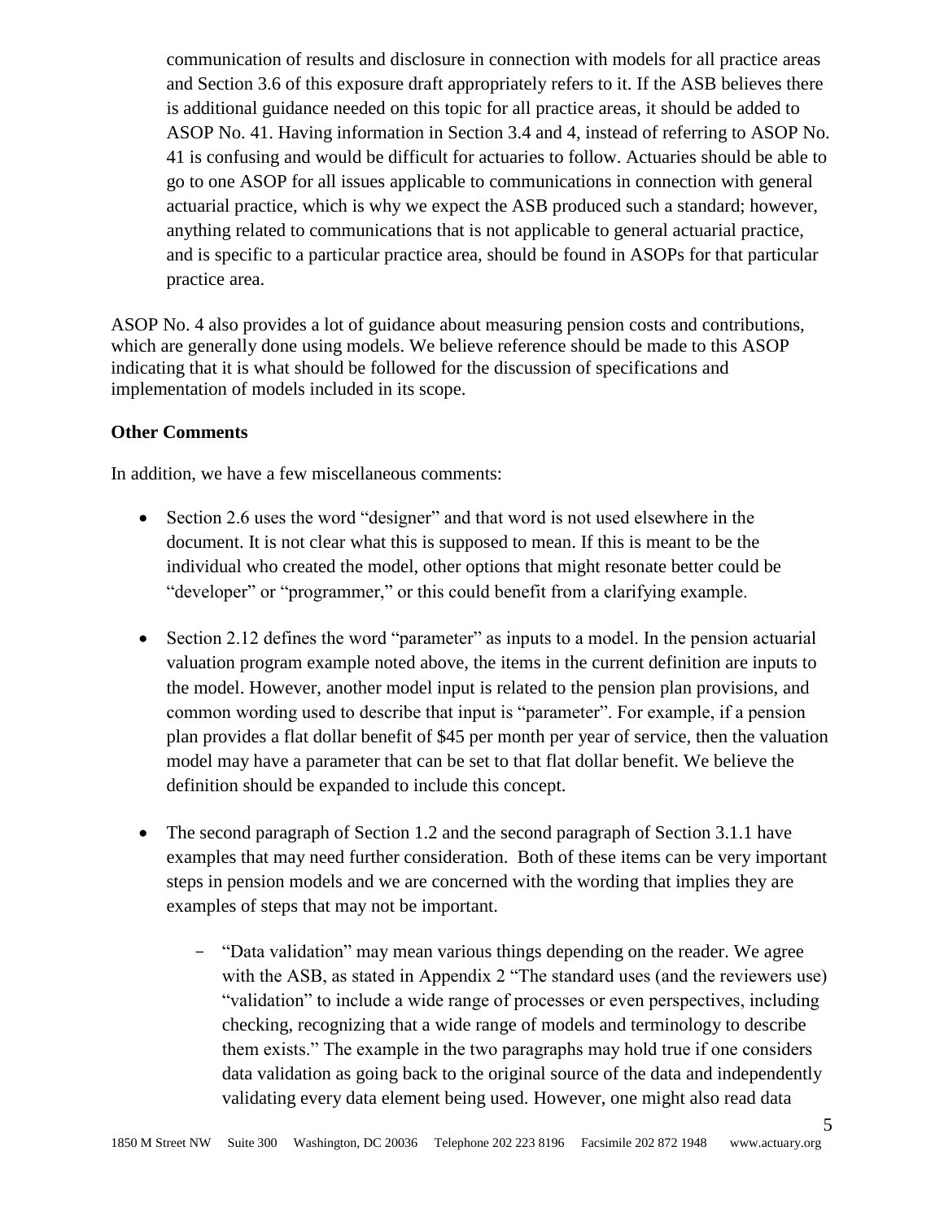communication of results and disclosure in connection with models for all practice areas and Section 3.6 of this exposure draft appropriately refers to it. If the ASB believes there is additional guidance needed on this topic for all practice areas, it should be added to ASOP No. 41. Having information in Section 3.4 and 4, instead of referring to ASOP No. 41 is confusing and would be difficult for actuaries to follow. Actuaries should be able to go to one ASOP for all issues applicable to communications in connection with general actuarial practice, which is why we expect the ASB produced such a standard; however, anything related to communications that is not applicable to general actuarial practice, and is specific to a particular practice area, should be found in ASOPs for that particular practice area.

ASOP No. 4 also provides a lot of guidance about measuring pension costs and contributions, which are generally done using models. We believe reference should be made to this ASOP indicating that it is what should be followed for the discussion of specifications and implementation of models included in its scope.

**Other Comments**

In addition, we have a few miscellaneous comments:

- Section 2.6 uses the word "designer" and that word is not used elsewhere in the document. It is not clear what this is supposed to mean. If this is meant to be the individual who created the model, other options that might resonate better could be "developer" or "programmer," or this could benefit from a clarifying example.

- Section 2.12 defines the word "parameter" as inputs to a model. In the pension actuarial valuation program example noted above, the items in the current definition are inputs to the model. However, another model input is related to the pension plan provisions, and common wording used to describe that input is "parameter". For example, if a pension plan provides a flat dollar benefit of $45 per month per year of service, then the valuation model may have a parameter that can be set to that flat dollar benefit. We believe the definition should be expanded to include this concept.

- The second paragraph of Section 1.2 and the second paragraph of Section 3.1.1 have examples that may need further consideration. Both of these items can be very important steps in pension models and we are concerned with the wording that implies they are examples of steps that may not be important.

    - "Data validation" may mean various things depending on the reader. We agree with the ASB, as stated in Appendix 2 "The standard uses (and the reviewers use) "validation" to include a wide range of processes or even perspectives, including checking, recognizing that a wide range of models and terminology to describe them exists." The example in the two paragraphs may hold true if one considers data validation as going back to the original source of the data and independently validating every data element being used. However, one might also read data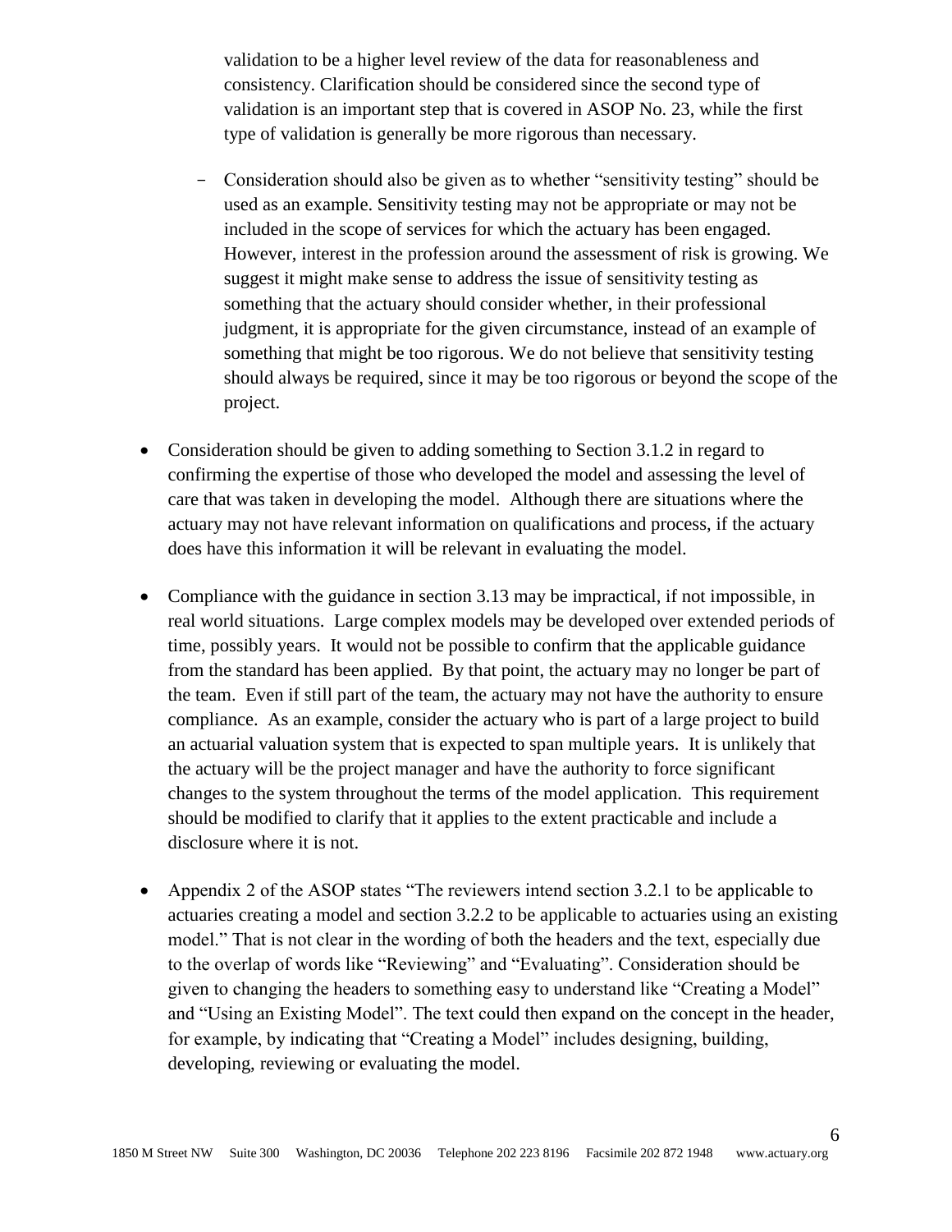validation to be a higher level review of the data for reasonableness and consistency. Clarification should be considered since the second type of validation is an important step that is covered in ASOP No. 23, while the first type of validation is generally be more rigorous than necessary.

  - Consideration should also be given as to whether "sensitivity testing" should be used as an example. Sensitivity testing may not be appropriate or may not be included in the scope of services for which the actuary has been engaged. However, interest in the profession around the assessment of risk is growing. We suggest it might make sense to address the issue of sensitivity testing as something that the actuary should consider whether, in their professional judgment, it is appropriate for the given circumstance, instead of an example of something that might be too rigorous. We do not believe that sensitivity testing should always be required, since it may be too rigorous or beyond the scope of the project.

- Consideration should be given to adding something to Section 3.1.2 in regard to confirming the expertise of those who developed the model and assessing the level of care that was taken in developing the model. Although there are situations where the actuary may not have relevant information on qualifications and process, if the actuary does have this information it will be relevant in evaluating the model.

- Compliance with the guidance in section 3.13 may be impractical, if not impossible, in real world situations. Large complex models may be developed over extended periods of time, possibly years. It would not be possible to confirm that the applicable guidance from the standard has been applied. By that point, the actuary may no longer be part of the team. Even if still part of the team, the actuary may not have the authority to ensure compliance. As an example, consider the actuary who is part of a large project to build an actuarial valuation system that is expected to span multiple years. It is unlikely that the actuary will be the project manager and have the authority to force significant changes to the system throughout the terms of the model application. This requirement should be modified to clarify that it applies to the extent practicable and include a disclosure where it is not.

- Appendix 2 of the ASOP states "The reviewers intend section 3.2.1 to be applicable to actuaries creating a model and section 3.2.2 to be applicable to actuaries using an existing model." That is not clear in the wording of both the headers and the text, especially due to the overlap of words like "Reviewing" and "Evaluating". Consideration should be given to changing the headers to something easy to understand like "Creating a Model" and "Using an Existing Model". The text could then expand on the concept in the header, for example, by indicating that "Creating a Model" includes designing, building, developing, reviewing or evaluating the model.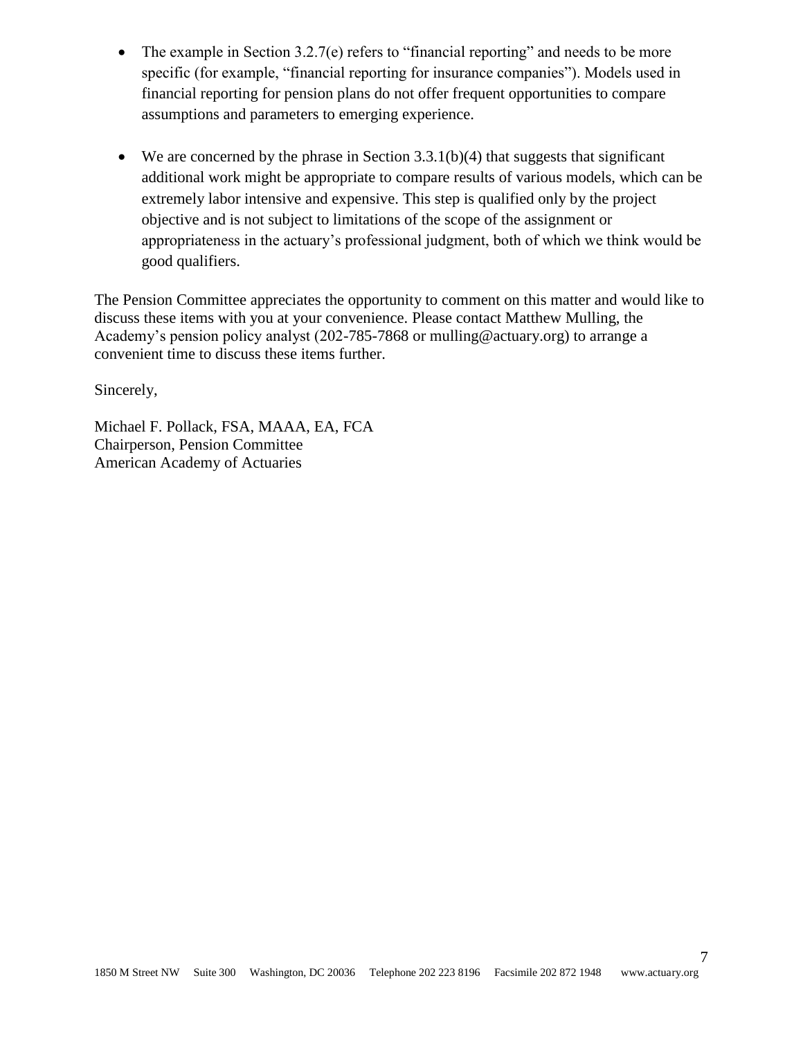- The example in Section 3.2.7(e) refers to "financial reporting" and needs to be more specific (for example, "financial reporting for insurance companies"). Models used in financial reporting for pension plans do not offer frequent opportunities to compare assumptions and parameters to emerging experience.

- We are concerned by the phrase in Section 3.3.1(b)(4) that suggests that significant additional work might be appropriate to compare results of various models, which can be extremely labor intensive and expensive. This step is qualified only by the project objective and is not subject to limitations of the scope of the assignment or appropriateness in the actuary's professional judgment, both of which we think would be good qualifiers.

The Pension Committee appreciates the opportunity to comment on this matter and would like to discuss these items with you at your convenience. Please contact Matthew Mulling, the Academy's pension policy analyst (202-785-7868 or mulling@actuary.org) to arrange a convenient time to discuss these items further.

Sincerely,

Michael F. Pollack, FSA, MAAA, EA, FCA
Chairperson, Pension Committee
American Academy of Actuaries